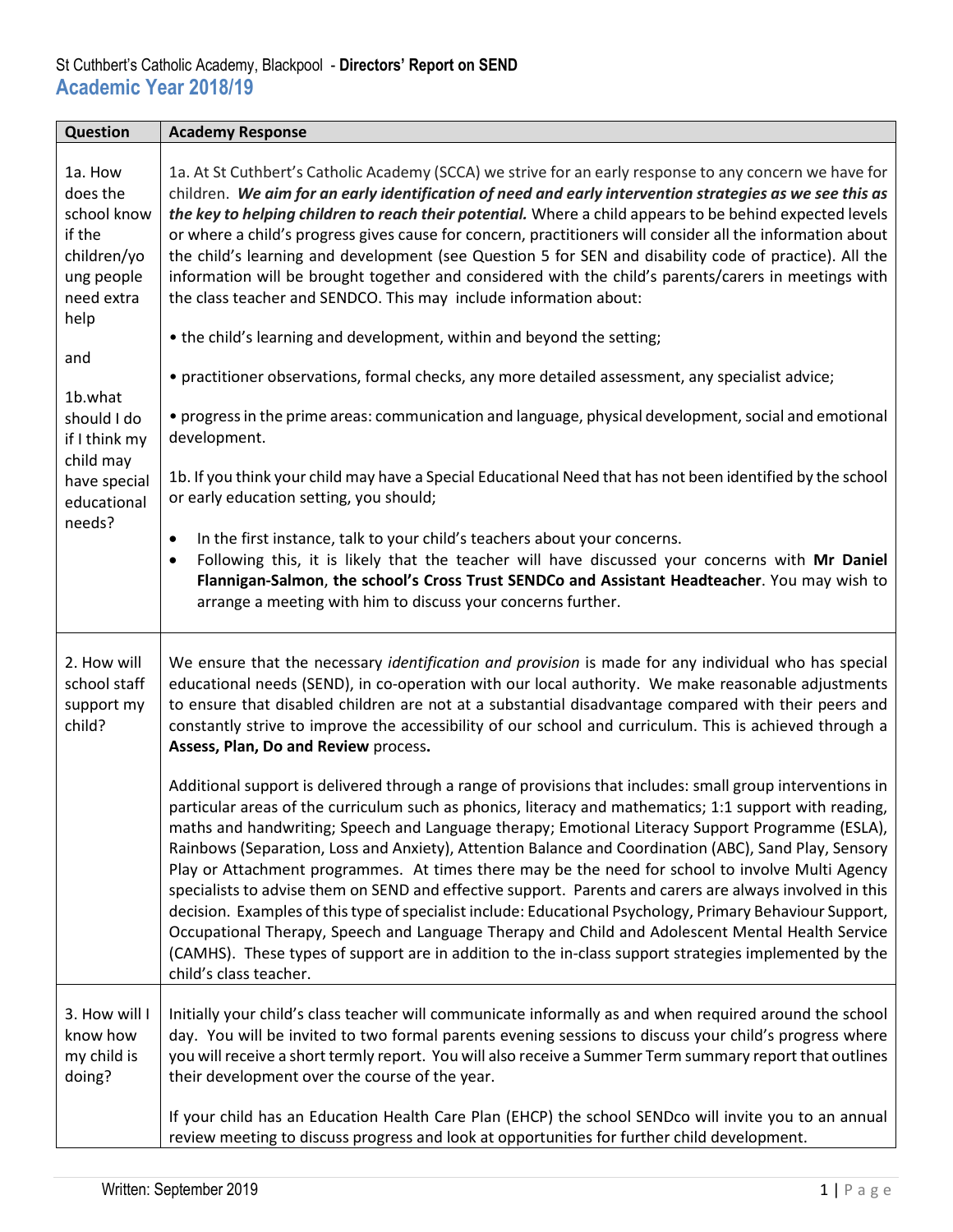St Cuthbert's Catholic Academy, Blackpool - **Directors' Report on SEND**

## Academic Year 2018/19

| Question | Academy Response |
|---|---|
| 1a. How does the school know if the children/young people need extra help<br><br>and<br><br>1b.what should I do if I think my child may have special educational needs? | 1a. At St Cuthbert's Catholic Academy (SCCA) we strive for an early response to any concern we have for children. ***We aim for an early identification of need and early intervention strategies as we see this as the key to helping children to reach their potential.*** Where a child appears to be behind expected levels or where a child's progress gives cause for concern, practitioners will consider all the information about the child's learning and development (see Question 5 for SEN and disability code of practice). All the information will be brought together and considered with the child's parents/carers in meetings with the class teacher and SENDCO. This may include information about:<br><br>• the child's learning and development, within and beyond the setting;<br><br>• practitioner observations, formal checks, any more detailed assessment, any specialist advice;<br><br>• progress in the prime areas: communication and language, physical development, social and emotional development.<br><br>1b. If you think your child may have a Special Educational Need that has not been identified by the school or early education setting, you should;<br><br>• In the first instance, talk to your child's teachers about your concerns.<br>• Following this, it is likely that the teacher will have discussed your concerns with **Mr Daniel Flannigan-Salmon**, **the school's Cross Trust SENDCo and Assistant Headteacher**. You may wish to arrange a meeting with him to discuss your concerns further. |
| 2. How will school staff support my child? | We ensure that the necessary *identification and provision* is made for any individual who has special educational needs (SEND), in co-operation with our local authority. We make reasonable adjustments to ensure that disabled children are not at a substantial disadvantage compared with their peers and constantly strive to improve the accessibility of our school and curriculum. This is achieved through a **Assess, Plan, Do and Review** process**.**<br><br>Additional support is delivered through a range of provisions that includes: small group interventions in particular areas of the curriculum such as phonics, literacy and mathematics; 1:1 support with reading, maths and handwriting; Speech and Language therapy; Emotional Literacy Support Programme (ESLA), Rainbows (Separation, Loss and Anxiety), Attention Balance and Coordination (ABC), Sand Play, Sensory Play or Attachment programmes. At times there may be the need for school to involve Multi Agency specialists to advise them on SEND and effective support. Parents and carers are always involved in this decision. Examples of this type of specialist include: Educational Psychology, Primary Behaviour Support, Occupational Therapy, Speech and Language Therapy and Child and Adolescent Mental Health Service (CAMHS). These types of support are in addition to the in-class support strategies implemented by the child's class teacher. |
| 3. How will I know how my child is doing? | Initially your child's class teacher will communicate informally as and when required around the school day. You will be invited to two formal parents evening sessions to discuss your child's progress where you will receive a short termly report. You will also receive a Summer Term summary report that outlines their development over the course of the year.<br><br>If your child has an Education Health Care Plan (EHCP) the school SENDco will invite you to an annual review meeting to discuss progress and look at opportunities for further child development. |

Written: September 2019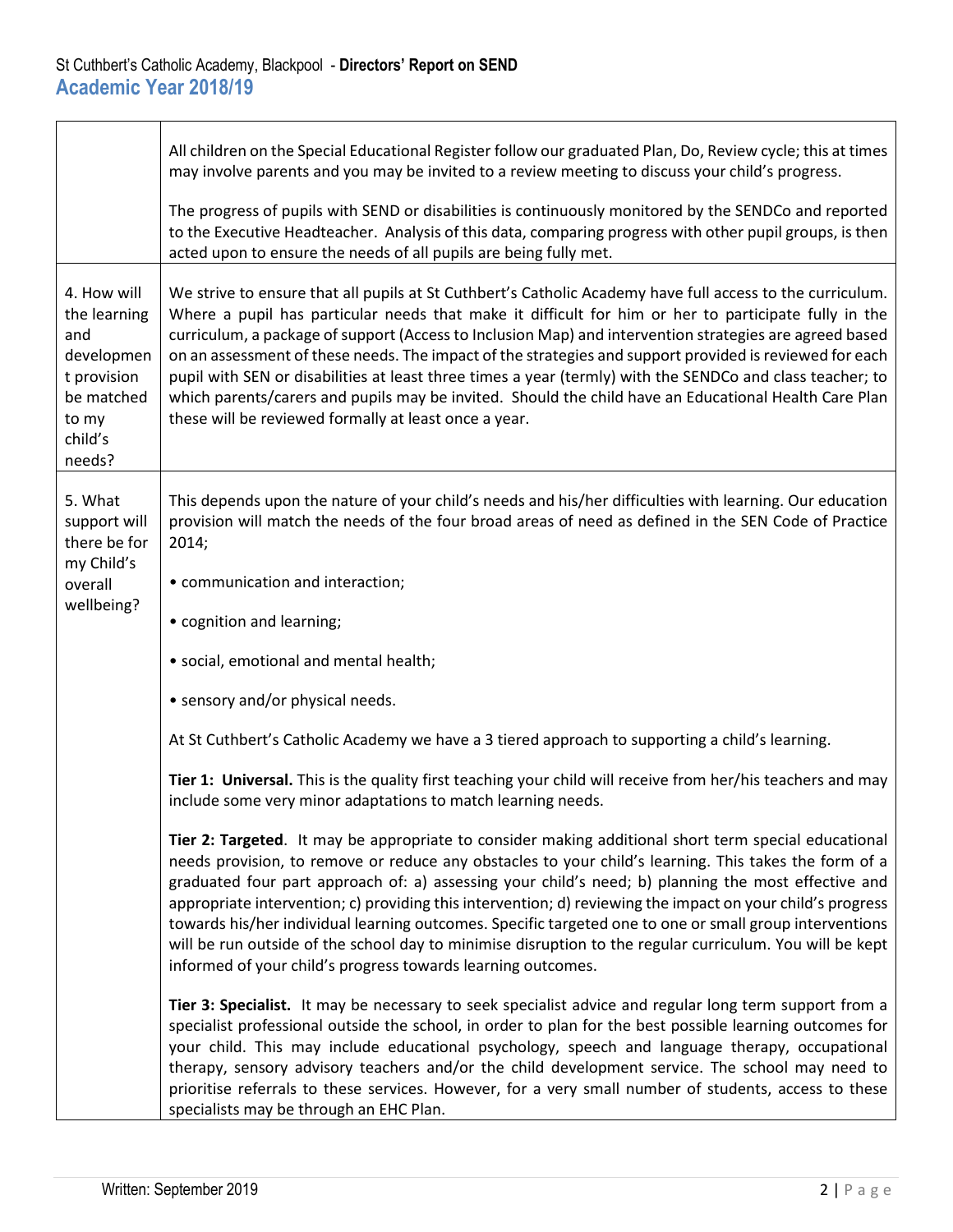| | |
|---|---|
| | All children on the Special Educational Register follow our graduated Plan, Do, Review cycle; this at times may involve parents and you may be invited to a review meeting to discuss your child's progress.<br><br>The progress of pupils with SEND or disabilities is continuously monitored by the SENDCo and reported to the Executive Headteacher. Analysis of this data, comparing progress with other pupil groups, is then acted upon to ensure the needs of all pupils are being fully met. |
| 4. How will the learning and development provision be matched to my child's needs? | We strive to ensure that all pupils at St Cuthbert's Catholic Academy have full access to the curriculum. Where a pupil has particular needs that make it difficult for him or her to participate fully in the curriculum, a package of support (Access to Inclusion Map) and intervention strategies are agreed based on an assessment of these needs. The impact of the strategies and support provided is reviewed for each pupil with SEN or disabilities at least three times a year (termly) with the SENDCo and class teacher; to which parents/carers and pupils may be invited. Should the child have an Educational Health Care Plan these will be reviewed formally at least once a year. |
| 5. What support will there be for my Child's overall wellbeing? | This depends upon the nature of your child's needs and his/her difficulties with learning. Our education provision will match the needs of the four broad areas of need as defined in the SEN Code of Practice 2014;<br><br>• communication and interaction;<br><br>• cognition and learning;<br><br>• social, emotional and mental health;<br><br>• sensory and/or physical needs.<br><br>At St Cuthbert's Catholic Academy we have a 3 tiered approach to supporting a child's learning.<br><br>**Tier 1: Universal.** This is the quality first teaching your child will receive from her/his teachers and may include some very minor adaptations to match learning needs.<br><br>**Tier 2: Targeted**. It may be appropriate to consider making additional short term special educational needs provision, to remove or reduce any obstacles to your child's learning. This takes the form of a graduated four part approach of: a) assessing your child's need; b) planning the most effective and appropriate intervention; c) providing this intervention; d) reviewing the impact on your child's progress towards his/her individual learning outcomes. Specific targeted one to one or small group interventions will be run outside of the school day to minimise disruption to the regular curriculum. You will be kept informed of your child's progress towards learning outcomes.<br><br>**Tier 3: Specialist.** It may be necessary to seek specialist advice and regular long term support from a specialist professional outside the school, in order to plan for the best possible learning outcomes for your child. This may include educational psychology, speech and language therapy, occupational therapy, sensory advisory teachers and/or the child development service. The school may need to prioritise referrals to these services. However, for a very small number of students, access to these specialists may be through an EHC Plan. |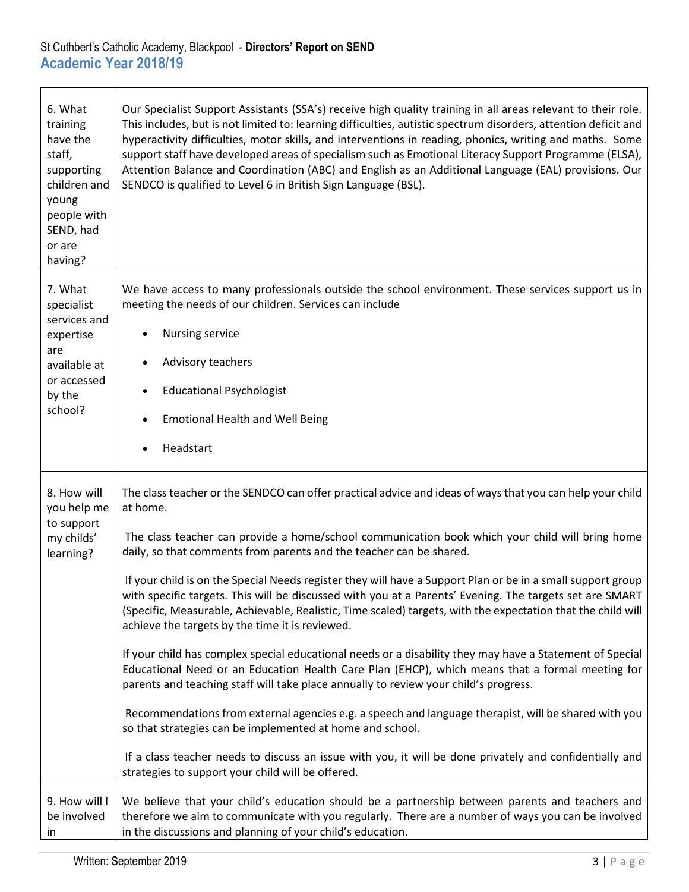| | |
|---|---|
| 6. What training have the staff, supporting children and young people with SEND, had or are having? | Our Specialist Support Assistants (SSA's) receive high quality training in all areas relevant to their role. This includes, but is not limited to: learning difficulties, autistic spectrum disorders, attention deficit and hyperactivity difficulties, motor skills, and interventions in reading, phonics, writing and maths. Some support staff have developed areas of specialism such as Emotional Literacy Support Programme (ELSA), Attention Balance and Coordination (ABC) and English as an Additional Language (EAL) provisions. Our SENDCO is qualified to Level 6 in British Sign Language (BSL). |
| 7. What specialist services and expertise are available at or accessed by the school? | We have access to many professionals outside the school environment. These services support us in meeting the needs of our children. Services can include<br><br>• Nursing service<br>• Advisory teachers<br>• Educational Psychologist<br>• Emotional Health and Well Being<br>• Headstart |
| 8. How will you help me to support my childs' learning? | The class teacher or the SENDCO can offer practical advice and ideas of ways that you can help your child at home.<br><br>The class teacher can provide a home/school communication book which your child will bring home daily, so that comments from parents and the teacher can be shared.<br><br>If your child is on the Special Needs register they will have a Support Plan or be in a small support group with specific targets. This will be discussed with you at a Parents' Evening. The targets set are SMART (Specific, Measurable, Achievable, Realistic, Time scaled) targets, with the expectation that the child will achieve the targets by the time it is reviewed.<br><br>If your child has complex special educational needs or a disability they may have a Statement of Special Educational Need or an Education Health Care Plan (EHCP), which means that a formal meeting for parents and teaching staff will take place annually to review your child's progress.<br><br>Recommendations from external agencies e.g. a speech and language therapist, will be shared with you so that strategies can be implemented at home and school.<br><br>If a class teacher needs to discuss an issue with you, it will be done privately and confidentially and strategies to support your child will be offered. |
| 9. How will I be involved in | We believe that your child's education should be a partnership between parents and teachers and therefore we aim to communicate with you regularly. There are a number of ways you can be involved in the discussions and planning of your child's education. |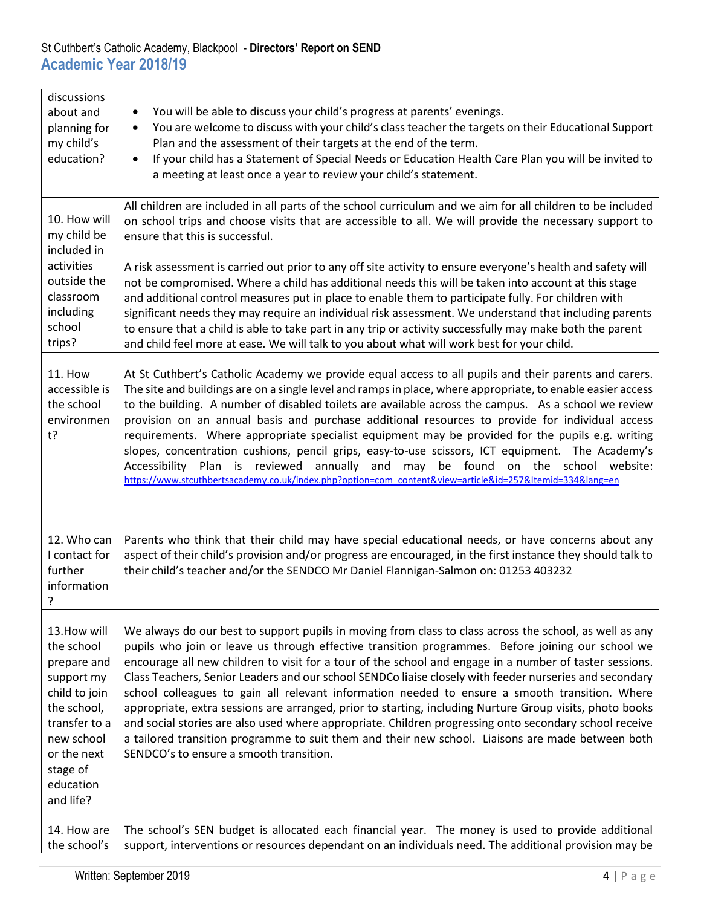| | |
|---|---|
| discussions about and planning for my child's education? | • You will be able to discuss your child's progress at parents' evenings.<br>• You are welcome to discuss with your child's class teacher the targets on their Educational Support Plan and the assessment of their targets at the end of the term.<br>• If your child has a Statement of Special Needs or Education Health Care Plan you will be invited to a meeting at least once a year to review your child's statement. |
| 10. How will my child be included in activities outside the classroom including school trips? | All children are included in all parts of the school curriculum and we aim for all children to be included on school trips and choose visits that are accessible to all. We will provide the necessary support to ensure that this is successful.<br><br>A risk assessment is carried out prior to any off site activity to ensure everyone's health and safety will not be compromised. Where a child has additional needs this will be taken into account at this stage and additional control measures put in place to enable them to participate fully. For children with significant needs they may require an individual risk assessment. We understand that including parents to ensure that a child is able to take part in any trip or activity successfully may make both the parent and child feel more at ease. We will talk to you about what will work best for your child. |
| 11. How accessible is the school environment? | At St Cuthbert's Catholic Academy we provide equal access to all pupils and their parents and carers. The site and buildings are on a single level and ramps in place, where appropriate, to enable easier access to the building. A number of disabled toilets are available across the campus. As a school we review provision on an annual basis and purchase additional resources to provide for individual access requirements. Where appropriate specialist equipment may be provided for the pupils e.g. writing slopes, concentration cushions, pencil grips, easy-to-use scissors, ICT equipment. The Academy's Accessibility Plan is reviewed annually and may be found on the school website: https://www.stcuthbertsacademy.co.uk/index.php?option=com_content&view=article&id=257&Itemid=334&lang=en |
| 12. Who can I contact for further information? | Parents who think that their child may have special educational needs, or have concerns about any aspect of their child's provision and/or progress are encouraged, in the first instance they should talk to their child's teacher and/or the SENDCO Mr Daniel Flannigan-Salmon on: 01253 403232 |
| 13.How will the school prepare and support my child to join the school, transfer to a new school or the next stage of education and life? | We always do our best to support pupils in moving from class to class across the school, as well as any pupils who join or leave us through effective transition programmes. Before joining our school we encourage all new children to visit for a tour of the school and engage in a number of taster sessions. Class Teachers, Senior Leaders and our school SENDCo liaise closely with feeder nurseries and secondary school colleagues to gain all relevant information needed to ensure a smooth transition. Where appropriate, extra sessions are arranged, prior to starting, including Nurture Group visits, photo books and social stories are also used where appropriate. Children progressing onto secondary school receive a tailored transition programme to suit them and their new school. Liaisons are made between both SENDCO's to ensure a smooth transition. |
| 14. How are the school's | The school's SEN budget is allocated each financial year. The money is used to provide additional support, interventions or resources dependant on an individuals need. The additional provision may be |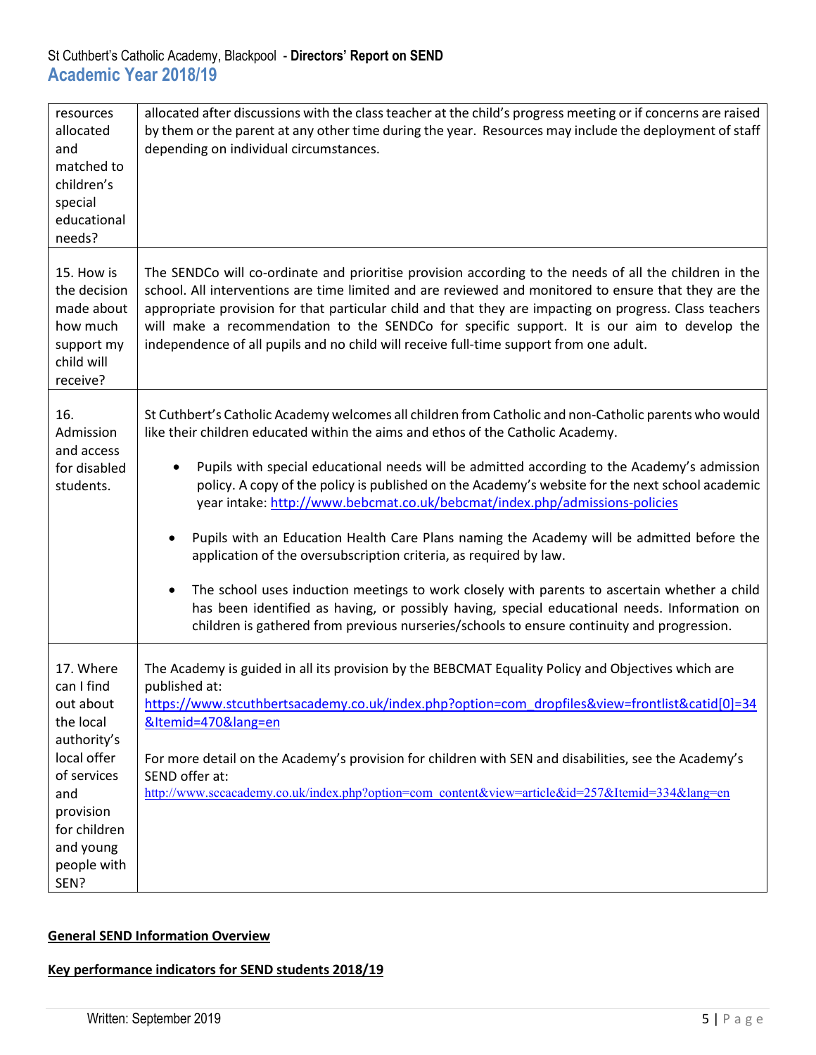| | |
|---|---|
| resources allocated and matched to children's special educational needs? | allocated after discussions with the class teacher at the child's progress meeting or if concerns are raised by them or the parent at any other time during the year. Resources may include the deployment of staff depending on individual circumstances. |
| 15. How is the decision made about how much support my child will receive? | The SENDCo will co-ordinate and prioritise provision according to the needs of all the children in the school. All interventions are time limited and are reviewed and monitored to ensure that they are the appropriate provision for that particular child and that they are impacting on progress. Class teachers will make a recommendation to the SENDCo for specific support. It is our aim to develop the independence of all pupils and no child will receive full-time support from one adult. |
| 16. Admission and access for disabled students. | St Cuthbert's Catholic Academy welcomes all children from Catholic and non-Catholic parents who would like their children educated within the aims and ethos of the Catholic Academy.<br><br>• Pupils with special educational needs will be admitted according to the Academy's admission policy. A copy of the policy is published on the Academy's website for the next school academic year intake: http://www.bebcmat.co.uk/bebcmat/index.php/admissions-policies<br><br>• Pupils with an Education Health Care Plans naming the Academy will be admitted before the application of the oversubscription criteria, as required by law.<br><br>• The school uses induction meetings to work closely with parents to ascertain whether a child has been identified as having, or possibly having, special educational needs. Information on children is gathered from previous nurseries/schools to ensure continuity and progression. |
| 17. Where can I find out about the local authority's local offer of services and provision for children and young people with SEN? | The Academy is guided in all its provision by the BEBCMAT Equality Policy and Objectives which are published at:<br>https://www.stcuthbertsacademy.co.uk/index.php?option=com_dropfiles&view=frontlist&catid[0]=34&Itemid=470&lang=en<br><br>For more detail on the Academy's provision for children with SEN and disabilities, see the Academy's SEND offer at:<br>http://www.sccacademy.co.uk/index.php?option=com_content&view=article&id=257&Itemid=334&lang=en |

**General SEND Information Overview**

**Key performance indicators for SEND students 2018/19**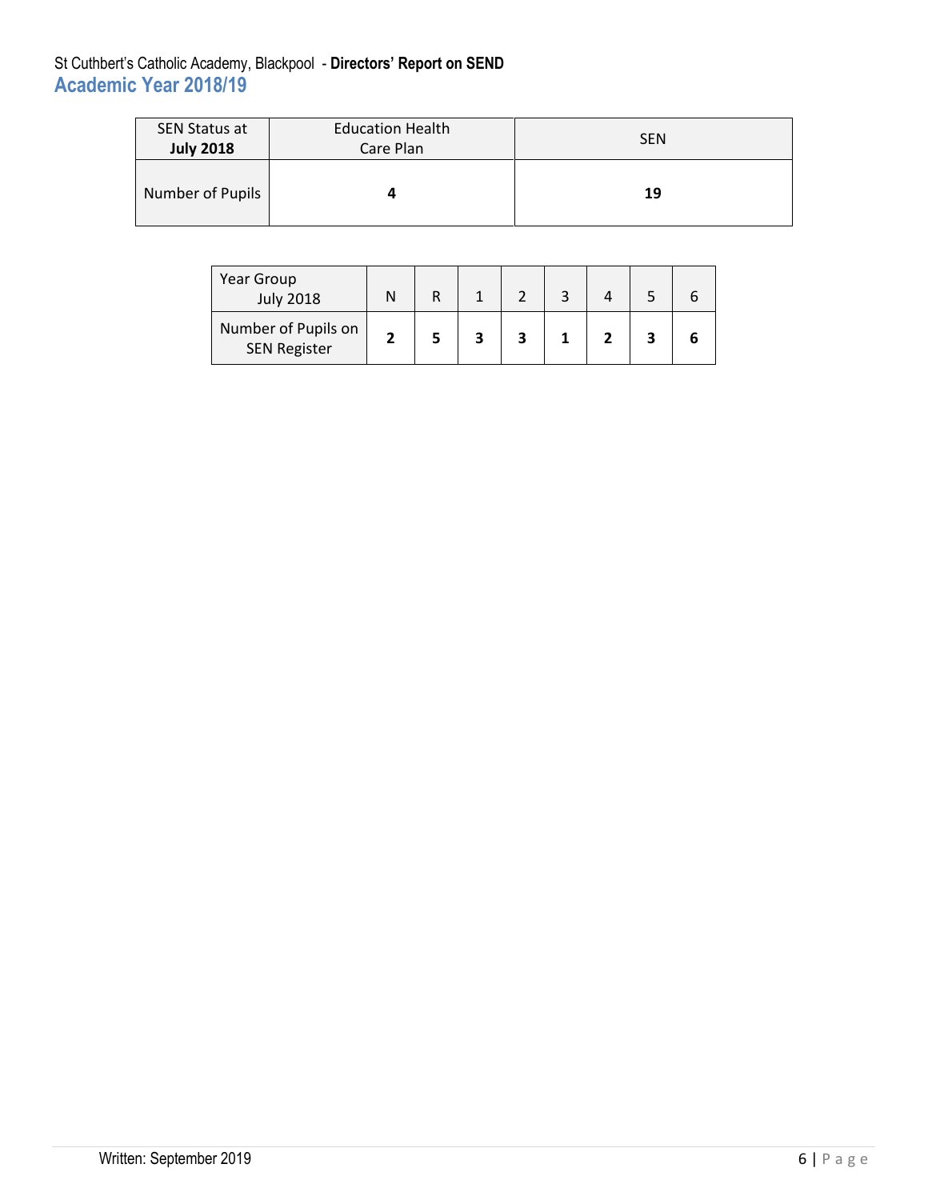| SEN Status at **July 2018** | Education Health Care Plan | SEN |
|---|---|---|
| Number of Pupils | **4** | **19** |

| Year Group July 2018 | N | R | 1 | 2 | 3 | 4 | 5 | 6 |
|---|---|---|---|---|---|---|---|---|
| Number of Pupils on SEN Register | **2** | **5** | **3** | **3** | **1** | **2** | **3** | **6** |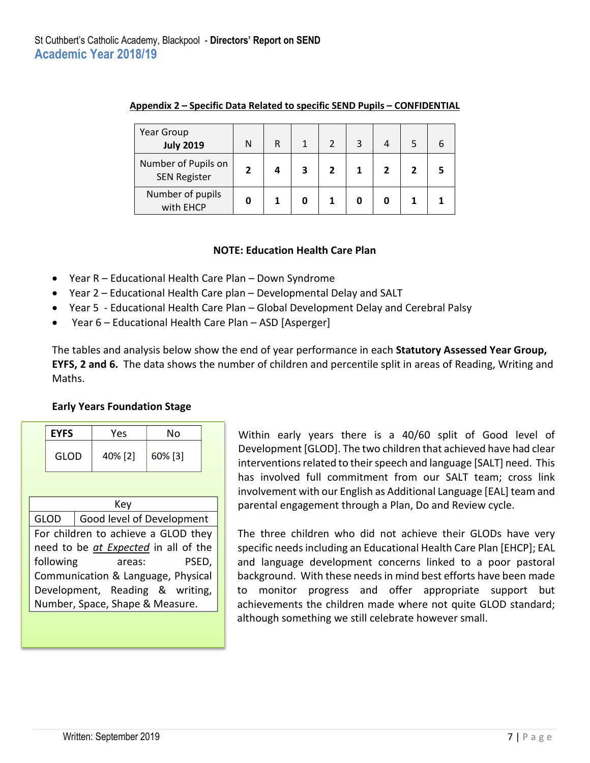**Appendix 2 – Specific Data Related to specific SEND Pupils – CONFIDENTIAL**

| Year Group **July 2019** | N | R | 1 | 2 | 3 | 4 | 5 | 6 |
|---|---|---|---|---|---|---|---|---|
| Number of Pupils on SEN Register | **2** | **4** | **3** | **2** | **1** | **2** | **2** | **5** |
| Number of pupils with EHCP | **0** | **1** | **0** | **1** | **0** | **0** | **1** | **1** |

**NOTE: Education Health Care Plan**

- Year R – Educational Health Care Plan – Down Syndrome
- Year 2 – Educational Health Care plan – Developmental Delay and SALT
- Year 5 - Educational Health Care Plan – Global Development Delay and Cerebral Palsy
- Year 6 – Educational Health Care Plan – ASD [Asperger]

The tables and analysis below show the end of year performance in each **Statutory Assessed Year Group, EYFS, 2 and 6.** The data shows the number of children and percentile split in areas of Reading, Writing and Maths.

**Early Years Foundation Stage**

| **EYFS** | Yes | No |
|---|---|---|
| GLOD | 40% [2] | 60% [3] |

| Key | |
|---|---|
| GLOD | Good level of Development |
| For children to achieve a GLOD they need to be *__at Expected__* in all of the following areas: PSED, Communication & Language, Physical Development, Reading & writing, Number, Space, Shape & Measure. | |

Within early years there is a 40/60 split of Good level of Development [GLOD]. The two children that achieved have had clear interventions related to their speech and language [SALT] need. This has involved full commitment from our SALT team; cross link involvement with our English as Additional Language [EAL] team and parental engagement through a Plan, Do and Review cycle.

The three children who did not achieve their GLODs have very specific needs including an Educational Health Care Plan [EHCP]; EAL and language development concerns linked to a poor pastoral background. With these needs in mind best efforts have been made to monitor progress and offer appropriate support but achievements the children made where not quite GLOD standard; although something we still celebrate however small.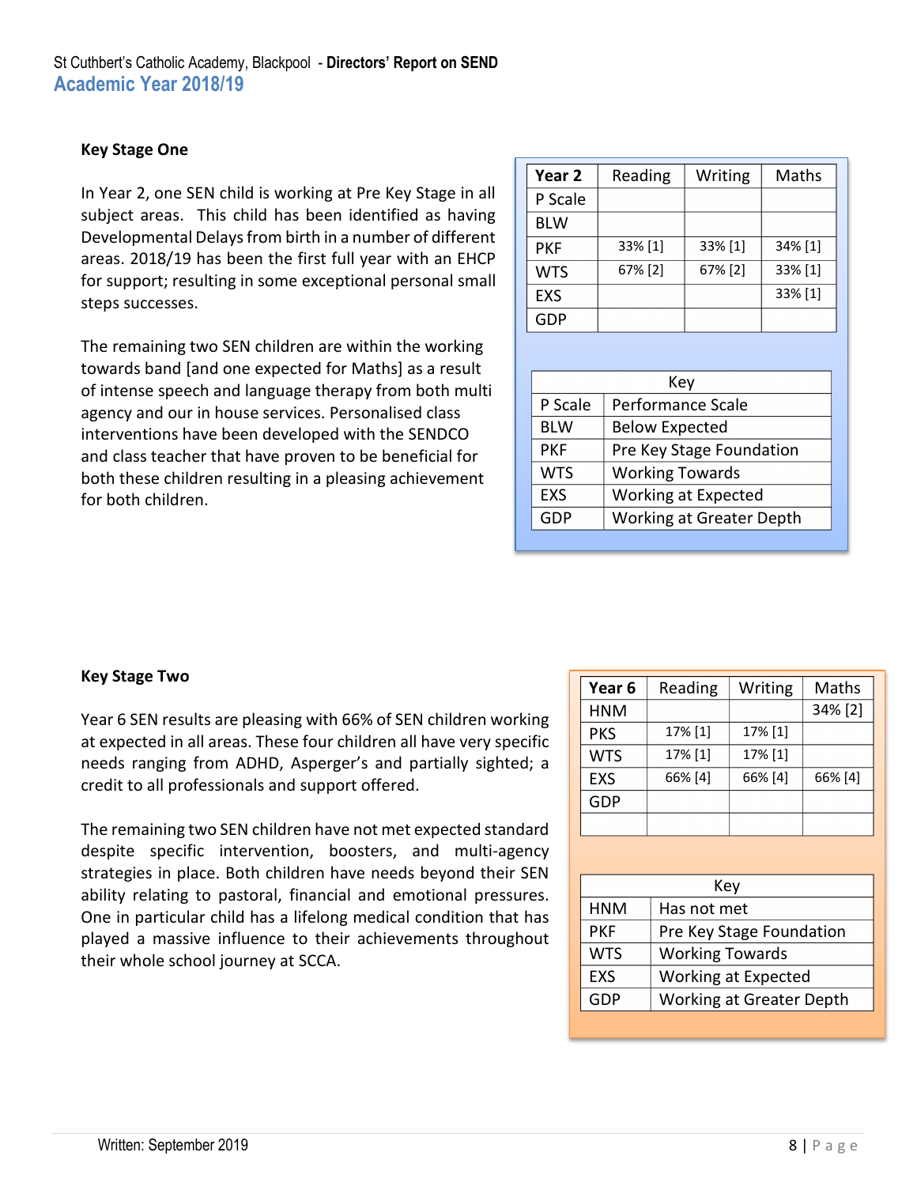### Key Stage One

In Year 2, one SEN child is working at Pre Key Stage in all subject areas. This child has been identified as having Developmental Delays from birth in a number of different areas. 2018/19 has been the first full year with an EHCP for support; resulting in some exceptional personal small steps successes.

The remaining two SEN children are within the working towards band [and one expected for Maths] as a result of intense speech and language therapy from both multi agency and our in house services. Personalised class interventions have been developed with the SENDCO and class teacher that have proven to be beneficial for both these children resulting in a pleasing achievement for both children.

| Year 2 | Reading | Writing | Maths |
|---|---|---|---|
| P Scale | | | |
| BLW | | | |
| PKF | 33% [1] | 33% [1] | 34% [1] |
| WTS | 67% [2] | 67% [2] | 33% [1] |
| EXS | | | 33% [1] |
| GDP | | | |

| Key | |
|---|---|
| P Scale | Performance Scale |
| BLW | Below Expected |
| PKF | Pre Key Stage Foundation |
| WTS | Working Towards |
| EXS | Working at Expected |
| GDP | Working at Greater Depth |

### Key Stage Two

Year 6 SEN results are pleasing with 66% of SEN children working at expected in all areas. These four children all have very specific needs ranging from ADHD, Asperger's and partially sighted; a credit to all professionals and support offered.

The remaining two SEN children have not met expected standard despite specific intervention, boosters, and multi-agency strategies in place. Both children have needs beyond their SEN ability relating to pastoral, financial and emotional pressures. One in particular child has a lifelong medical condition that has played a massive influence to their achievements throughout their whole school journey at SCCA.

| Year 6 | Reading | Writing | Maths |
|---|---|---|---|
| HNM | | | 34% [2] |
| PKS | 17% [1] | 17% [1] | |
| WTS | 17% [1] | 17% [1] | |
| EXS | 66% [4] | 66% [4] | 66% [4] |
| GDP | | | |
| | | | |

| Key | |
|---|---|
| HNM | Has not met |
| PKF | Pre Key Stage Foundation |
| WTS | Working Towards |
| EXS | Working at Expected |
| GDP | Working at Greater Depth |

Written: September 2019